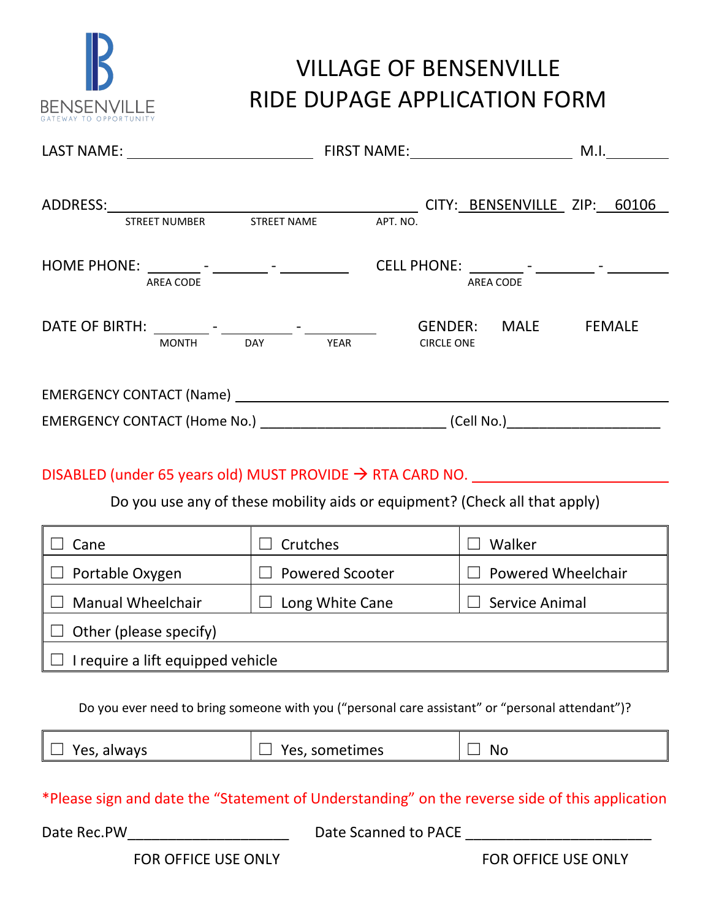BENSENVILLE
GATEWAY TO OPPORTUNITY

# VILLAGE OF BENSENVILLE
# RIDE DUPAGE APPLICATION FORM

LAST NAME: _______________________ FIRST NAME: _____________________ M.I. _______

ADDRESS: ________________________________________ CITY: BENSENVILLE ZIP: 60106
STREET NUMBER STREET NAME APT. NO.

HOME PHONE: _______ - _______ - ________ CELL PHONE: _______ - _______ - _______
AREA CODE AREA CODE

DATE OF BIRTH: _______ - _________ - _________ GENDER: MALE FEMALE
MONTH DAY YEAR CIRCLE ONE

EMERGENCY CONTACT (Name) ______________________________________________

EMERGENCY CONTACT (Home No.) ________________________ (Cell No.)____________________

DISABLED (under 65 years old) MUST PROVIDE → RTA CARD NO. ________________________

Do you use any of these mobility aids or equipment? (Check all that apply)

| | | |
|---|---|---|
| ☐ Cane | ☐ Crutches | ☐ Walker |
| ☐ Portable Oxygen | ☐ Powered Scooter | ☐ Powered Wheelchair |
| ☐ Manual Wheelchair | ☐ Long White Cane | ☐ Service Animal |
| ☐ Other (please specify) | | |
| ☐ I require a lift equipped vehicle | | |

Do you ever need to bring someone with you (“personal care assistant” or “personal attendant”)?

| | | |
|---|---|---|
| ☐ Yes, always | ☐ Yes, sometimes | ☐ No |

*Please sign and date the “Statement of Understanding” on the reverse side of this application

Date Rec.PW____________________ Date Scanned to PACE _______________________

FOR OFFICE USE ONLY FOR OFFICE USE ONLY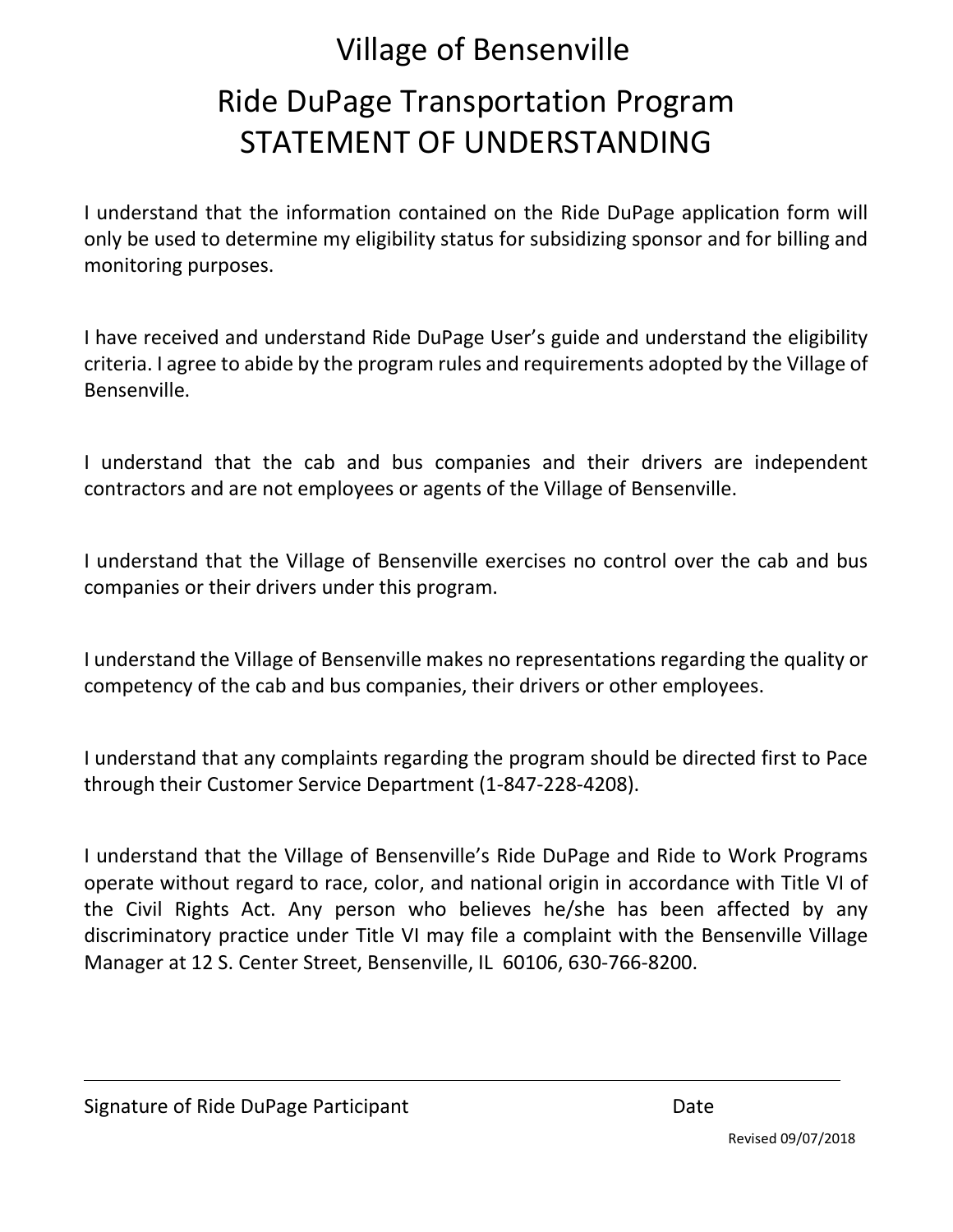# Village of Bensenville

# Ride DuPage Transportation Program
# STATEMENT OF UNDERSTANDING

I understand that the information contained on the Ride DuPage application form will only be used to determine my eligibility status for subsidizing sponsor and for billing and monitoring purposes.

I have received and understand Ride DuPage User's guide and understand the eligibility criteria. I agree to abide by the program rules and requirements adopted by the Village of Bensenville.

I understand that the cab and bus companies and their drivers are independent contractors and are not employees or agents of the Village of Bensenville.

I understand that the Village of Bensenville exercises no control over the cab and bus companies or their drivers under this program.

I understand the Village of Bensenville makes no representations regarding the quality or competency of the cab and bus companies, their drivers or other employees.

I understand that any complaints regarding the program should be directed first to Pace through their Customer Service Department (1-847-228-4208).

I understand that the Village of Bensenville's Ride DuPage and Ride to Work Programs operate without regard to race, color, and national origin in accordance with Title VI of the Civil Rights Act. Any person who believes he/she has been affected by any discriminatory practice under Title VI may file a complaint with the Bensenville Village Manager at 12 S. Center Street, Bensenville, IL 60106, 630-766-8200.

______________________________________________________________________________

Signature of Ride DuPage Participant Date

Revised 09/07/2018